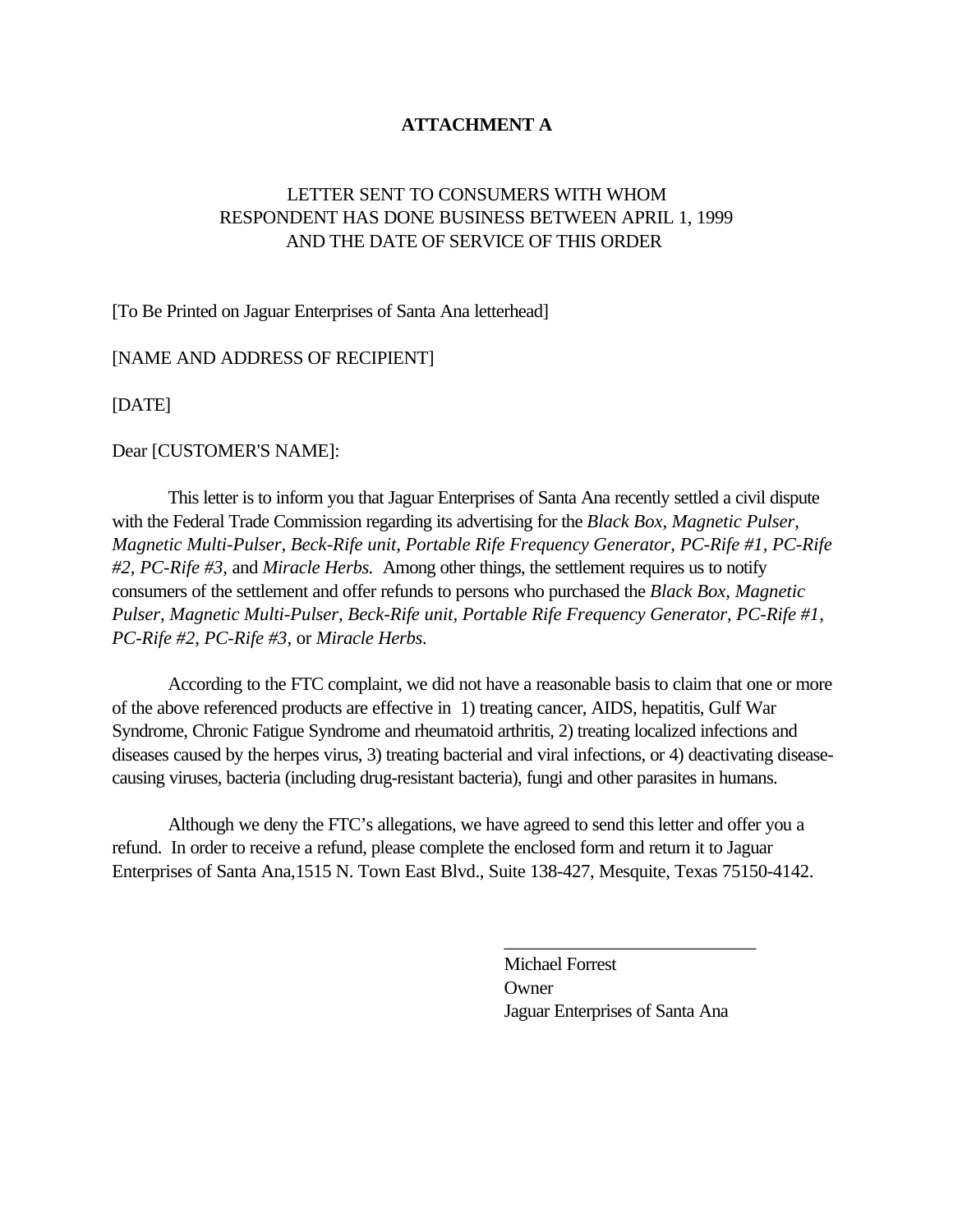**ATTACHMENT A**

LETTER SENT TO CONSUMERS WITH WHOM RESPONDENT HAS DONE BUSINESS BETWEEN APRIL 1, 1999 AND THE DATE OF SERVICE OF THIS ORDER

[To Be Printed on Jaguar Enterprises of Santa Ana letterhead]

[NAME AND ADDRESS OF RECIPIENT]

[DATE]

Dear [CUSTOMER'S NAME]:

This letter is to inform you that Jaguar Enterprises of Santa Ana recently settled a civil dispute with the Federal Trade Commission regarding its advertising for the *Black Box, Magnetic Pulser, Magnetic Multi-Pulser, Beck-Rife unit, Portable Rife Frequency Generator, PC-Rife #1, PC-Rife #2, PC-Rife #3,* and *Miracle Herbs.* Among other things, the settlement requires us to notify consumers of the settlement and offer refunds to persons who purchased the *Black Box, Magnetic Pulser, Magnetic Multi-Pulser, Beck-Rife unit, Portable Rife Frequency Generator, PC-Rife #1, PC-Rife #2, PC-Rife #3,* or *Miracle Herbs*.

According to the FTC complaint, we did not have a reasonable basis to claim that one or more of the above referenced products are effective in 1) treating cancer, AIDS, hepatitis, Gulf War Syndrome, Chronic Fatigue Syndrome and rheumatoid arthritis, 2) treating localized infections and diseases caused by the herpes virus, 3) treating bacterial and viral infections, or 4) deactivating disease-causing viruses, bacteria (including drug-resistant bacteria), fungi and other parasites in humans.

Although we deny the FTC's allegations, we have agreed to send this letter and offer you a refund. In order to receive a refund, please complete the enclosed form and return it to Jaguar Enterprises of Santa Ana,1515 N. Town East Blvd., Suite 138-427, Mesquite, Texas 75150-4142.

\_\_\_\_\_\_\_\_\_\_\_\_\_\_\_\_\_\_\_\_\_\_\_\_\_\_\_\_

Michael Forrest
Owner
Jaguar Enterprises of Santa Ana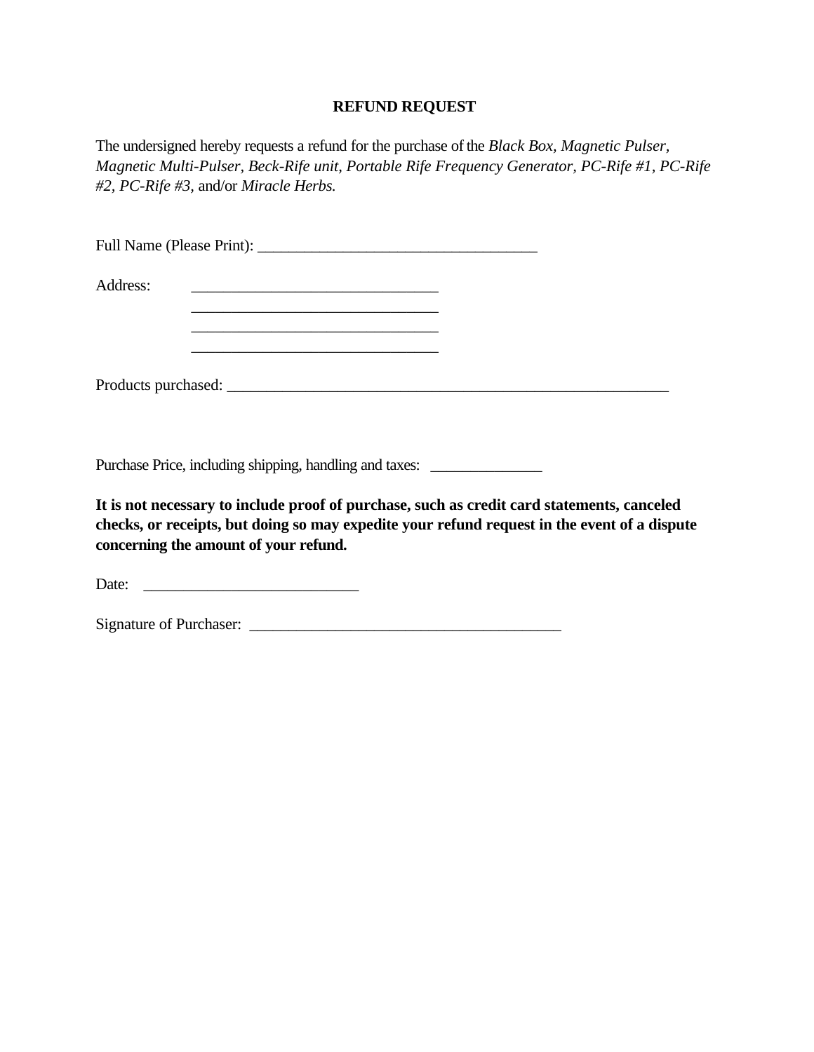**REFUND REQUEST**

The undersigned hereby requests a refund for the purchase of the *Black Box, Magnetic Pulser, Magnetic Multi-Pulser, Beck-Rife unit, Portable Rife Frequency Generator, PC-Rife #1, PC-Rife #2, PC-Rife #3,* and/or *Miracle Herbs.*

Full Name (Please Print): ___________________________________

Address: _______________________________
_______________________________
_______________________________
_______________________________

Products purchased: _______________________________________________________

Purchase Price, including shipping, handling and taxes: ______________

**It is not necessary to include proof of purchase, such as credit card statements, canceled checks, or receipts, but doing so may expedite your refund request in the event of a dispute concerning the amount of your refund.**

Date: ___________________________

Signature of Purchaser: _______________________________________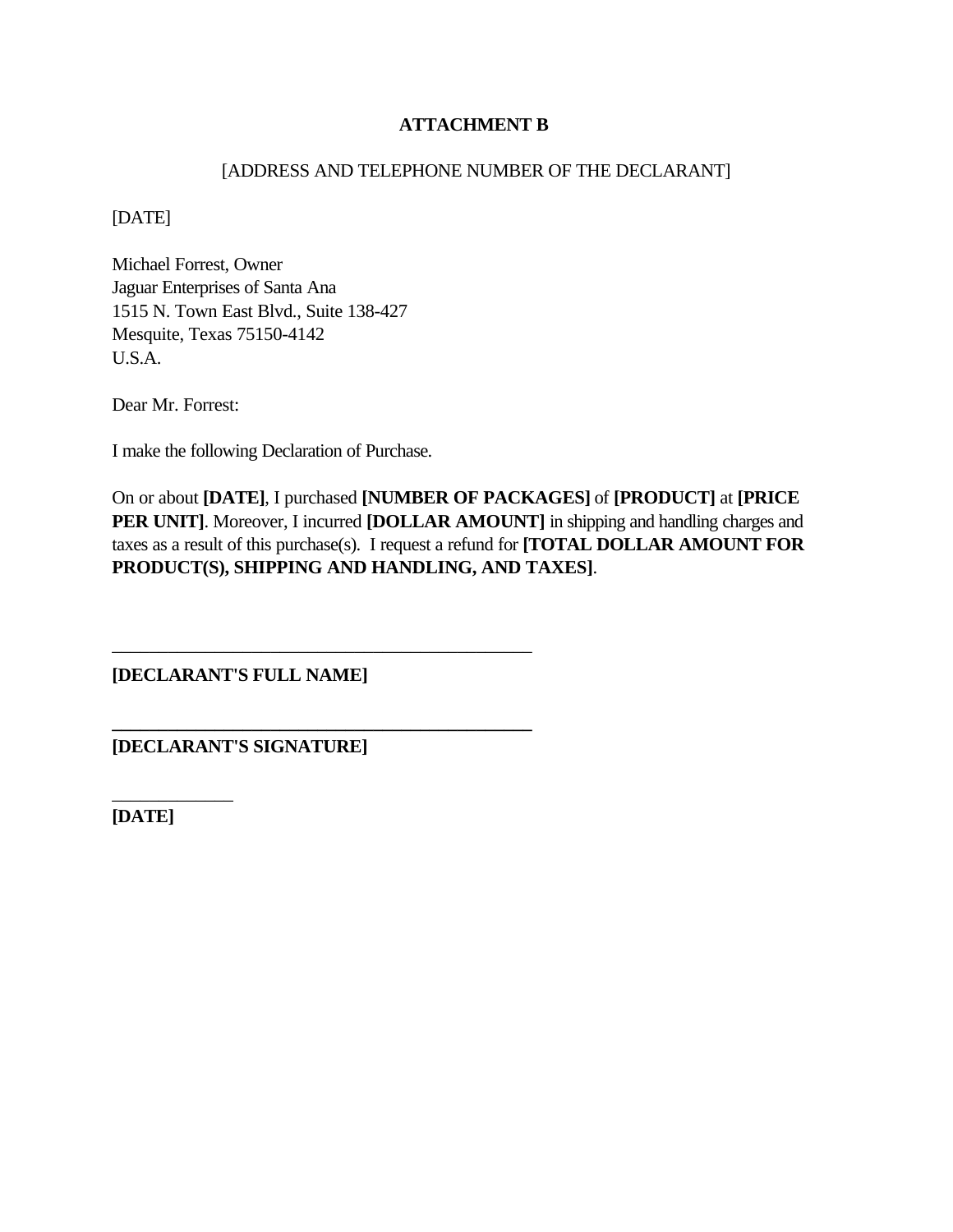**ATTACHMENT B**

[ADDRESS AND TELEPHONE NUMBER OF THE DECLARANT]

[DATE]

Michael Forrest, Owner
Jaguar Enterprises of Santa Ana
1515 N. Town East Blvd., Suite 138-427
Mesquite, Texas 75150-4142
U.S.A.

Dear Mr. Forrest:

I make the following Declaration of Purchase.

On or about **[DATE]**, I purchased **[NUMBER OF PACKAGES]** of **[PRODUCT]** at **[PRICE PER UNIT]**. Moreover, I incurred **[DOLLAR AMOUNT]** in shipping and handling charges and taxes as a result of this purchase(s). I request a refund for **[TOTAL DOLLAR AMOUNT FOR PRODUCT(S), SHIPPING AND HANDLING, AND TAXES]**.

\_\_\_\_\_\_\_\_\_\_\_\_\_\_\_\_\_\_\_\_\_\_\_\_\_\_\_\_\_\_\_\_\_\_\_\_\_\_\_\_\_\_\_\_
**[DECLARANT'S FULL NAME]**

\_\_\_\_\_\_\_\_\_\_\_\_\_\_\_\_\_\_\_\_\_\_\_\_\_\_\_\_\_\_\_\_\_\_\_\_\_\_\_\_\_\_\_\_
**[DECLARANT'S SIGNATURE]**

\_\_\_\_\_\_\_\_\_\_\_\_\_
**[DATE]**